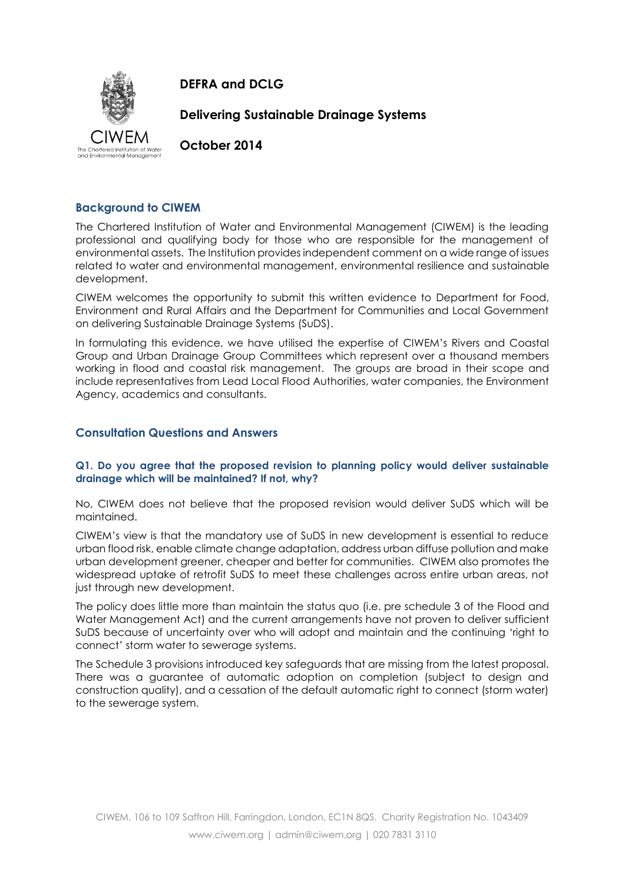**DEFRA and DCLG**

**Delivering Sustainable Drainage Systems**

**October 2014**

## Background to CIWEM

The Chartered Institution of Water and Environmental Management (CIWEM) is the leading professional and qualifying body for those who are responsible for the management of environmental assets. The Institution provides independent comment on a wide range of issues related to water and environmental management, environmental resilience and sustainable development.

CIWEM welcomes the opportunity to submit this written evidence to Department for Food, Environment and Rural Affairs and the Department for Communities and Local Government on delivering Sustainable Drainage Systems (SuDS).

In formulating this evidence, we have utilised the expertise of CIWEM's Rivers and Coastal Group and Urban Drainage Group Committees which represent over a thousand members working in flood and coastal risk management. The groups are broad in their scope and include representatives from Lead Local Flood Authorities, water companies, the Environment Agency, academics and consultants.

## Consultation Questions and Answers

### Q1. Do you agree that the proposed revision to planning policy would deliver sustainable drainage which will be maintained? If not, why?

No, CIWEM does not believe that the proposed revision would deliver SuDS which will be maintained.

CIWEM's view is that the mandatory use of SuDS in new development is essential to reduce urban flood risk, enable climate change adaptation, address urban diffuse pollution and make urban development greener, cheaper and better for communities. CIWEM also promotes the widespread uptake of retrofit SuDS to meet these challenges across entire urban areas, not just through new development.

The policy does little more than maintain the status quo (i.e. pre schedule 3 of the Flood and Water Management Act) and the current arrangements have not proven to deliver sufficient SuDS because of uncertainty over who will adopt and maintain and the continuing 'right to connect' storm water to sewerage systems.

The Schedule 3 provisions introduced key safeguards that are missing from the latest proposal. There was a guarantee of automatic adoption on completion (subject to design and construction quality), and a cessation of the default automatic right to connect (storm water) to the sewerage system.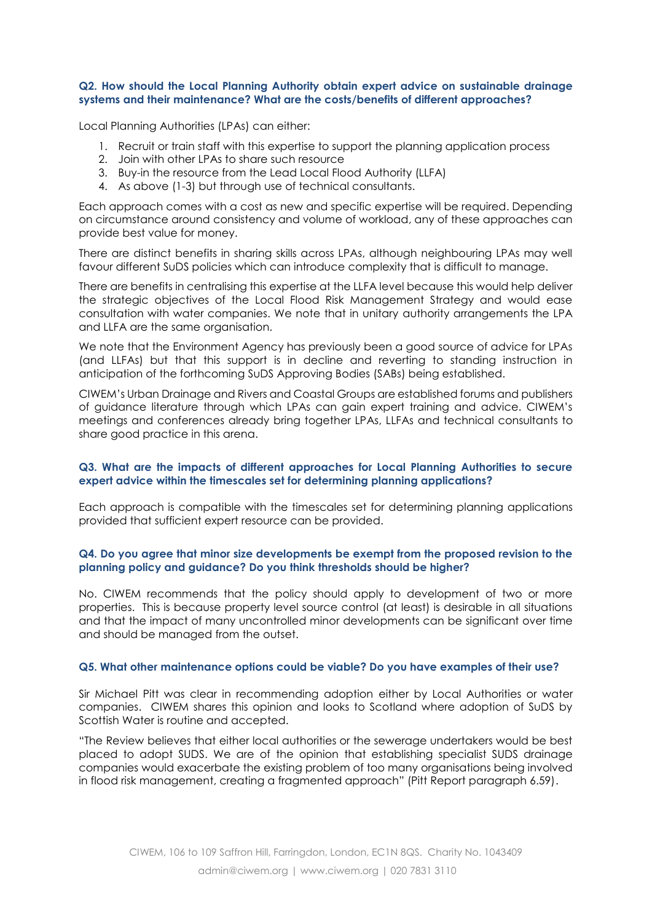**Q2. How should the Local Planning Authority obtain expert advice on sustainable drainage systems and their maintenance? What are the costs/benefits of different approaches?**

Local Planning Authorities (LPAs) can either:

1. Recruit or train staff with this expertise to support the planning application process
2. Join with other LPAs to share such resource
3. Buy-in the resource from the Lead Local Flood Authority (LLFA)
4. As above (1-3) but through use of technical consultants.

Each approach comes with a cost as new and specific expertise will be required. Depending on circumstance around consistency and volume of workload, any of these approaches can provide best value for money.

There are distinct benefits in sharing skills across LPAs, although neighbouring LPAs may well favour different SuDS policies which can introduce complexity that is difficult to manage.

There are benefits in centralising this expertise at the LLFA level because this would help deliver the strategic objectives of the Local Flood Risk Management Strategy and would ease consultation with water companies. We note that in unitary authority arrangements the LPA and LLFA are the same organisation.

We note that the Environment Agency has previously been a good source of advice for LPAs (and LLFAs) but that this support is in decline and reverting to standing instruction in anticipation of the forthcoming SuDS Approving Bodies (SABs) being established.

CIWEM's Urban Drainage and Rivers and Coastal Groups are established forums and publishers of guidance literature through which LPAs can gain expert training and advice. CIWEM's meetings and conferences already bring together LPAs, LLFAs and technical consultants to share good practice in this arena.

**Q3. What are the impacts of different approaches for Local Planning Authorities to secure expert advice within the timescales set for determining planning applications?**

Each approach is compatible with the timescales set for determining planning applications provided that sufficient expert resource can be provided.

**Q4. Do you agree that minor size developments be exempt from the proposed revision to the planning policy and guidance? Do you think thresholds should be higher?**

No. CIWEM recommends that the policy should apply to development of two or more properties. This is because property level source control (at least) is desirable in all situations and that the impact of many uncontrolled minor developments can be significant over time and should be managed from the outset.

**Q5. What other maintenance options could be viable? Do you have examples of their use?**

Sir Michael Pitt was clear in recommending adoption either by Local Authorities or water companies. CIWEM shares this opinion and looks to Scotland where adoption of SuDS by Scottish Water is routine and accepted.

"The Review believes that either local authorities or the sewerage undertakers would be best placed to adopt SUDS. We are of the opinion that establishing specialist SUDS drainage companies would exacerbate the existing problem of too many organisations being involved in flood risk management, creating a fragmented approach" (Pitt Report paragraph 6.59).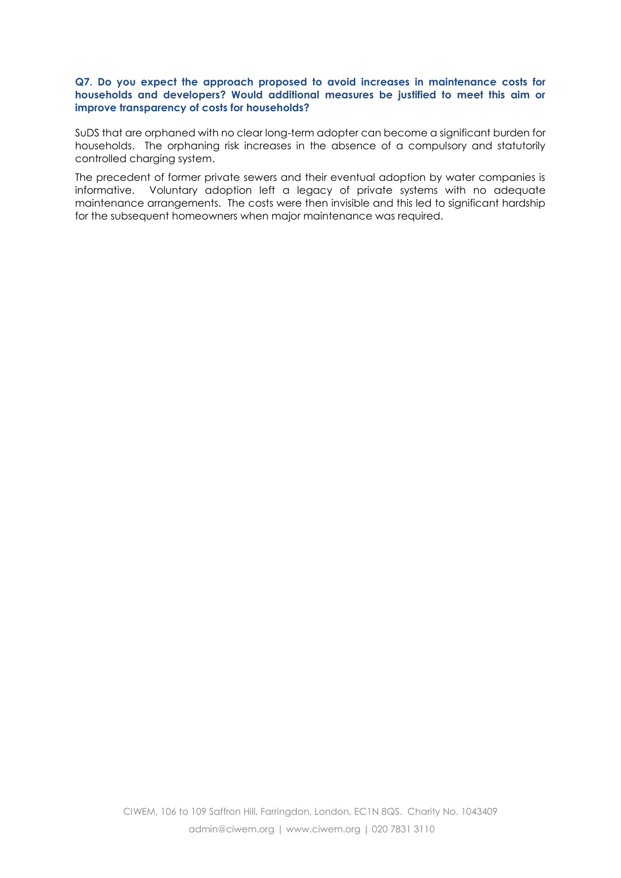**Q7. Do you expect the approach proposed to avoid increases in maintenance costs for households and developers? Would additional measures be justified to meet this aim or improve transparency of costs for households?**

SuDS that are orphaned with no clear long-term adopter can become a significant burden for households. The orphaning risk increases in the absence of a compulsory and statutorily controlled charging system.

The precedent of former private sewers and their eventual adoption by water companies is informative. Voluntary adoption left a legacy of private systems with no adequate maintenance arrangements. The costs were then invisible and this led to significant hardship for the subsequent homeowners when major maintenance was required.